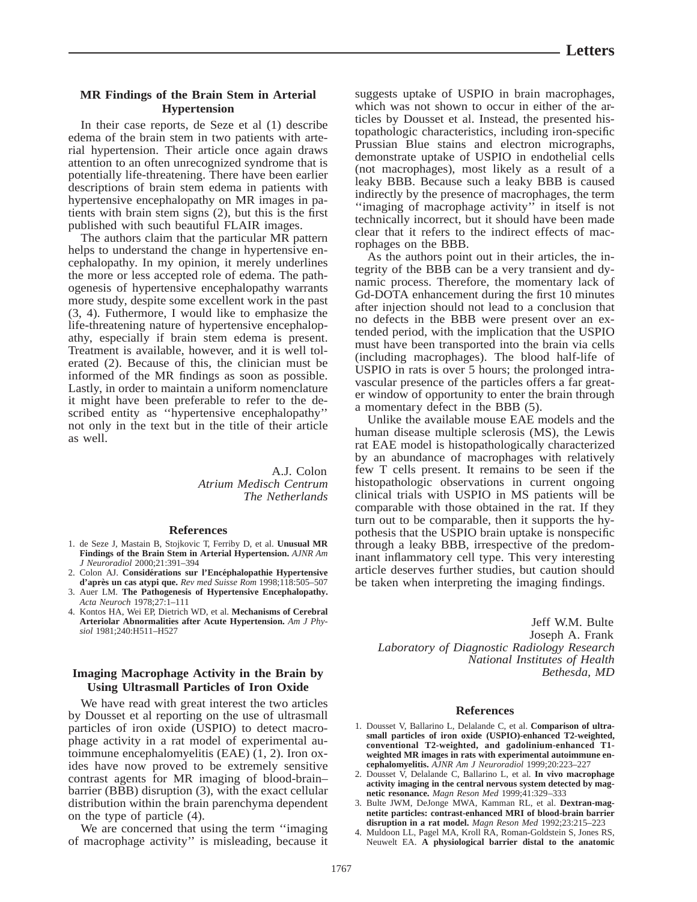# Letters

## MR Findings of the Brain Stem in Arterial Hypertension

In their case reports, de Seze et al (1) describe edema of the brain stem in two patients with arterial hypertension. Their article once again draws attention to an often unrecognized syndrome that is potentially life-threatening. There have been earlier descriptions of brain stem edema in patients with hypertensive encephalopathy on MR images in patients with brain stem signs (2), but this is the first published with such beautiful FLAIR images.

The authors claim that the particular MR pattern helps to understand the change in hypertensive encephalopathy. In my opinion, it merely underlines the more or less accepted role of edema. The pathogenesis of hypertensive encephalopathy warrants more study, despite some excellent work in the past (3, 4). Futhermore, I would like to emphasize the life-threatening nature of hypertensive encephalopathy, especially if brain stem edema is present. Treatment is available, however, and it is well tolerated (2). Because of this, the clinician must be informed of the MR findings as soon as possible. Lastly, in order to maintain a uniform nomenclature it might have been preferable to refer to the described entity as ''hypertensive encephalopathy'' not only in the text but in the title of their article as well.

A.J. Colon
*Atrium Medisch Centrum*
*The Netherlands*

### References

1. de Seze J, Mastain B, Stojkovic T, Ferriby D, et al. **Unusual MR Findings of the Brain Stem in Arterial Hypertension.** *AJNR Am J Neuroradiol* 2000;21:391–394
2. Colon AJ. **Considérations sur l'Encéphalopathie Hypertensive d'après un cas atypi que.** *Rev med Suisse Rom* 1998;118:505–507
3. Auer LM. **The Pathogenesis of Hypertensive Encephalopathy.** *Acta Neuroch* 1978;27:1–111
4. Kontos HA, Wei EP, Dietrich WD, et al. **Mechanisms of Cerebral Arteriolar Abnormalities after Acute Hypertension.** *Am J Physiol* 1981;240:H511–H527

## Imaging Macrophage Activity in the Brain by Using Ultrasmall Particles of Iron Oxide

We have read with great interest the two articles by Dousset et al reporting on the use of ultrasmall particles of iron oxide (USPIO) to detect macrophage activity in a rat model of experimental autoimmune encephalomyelitis (EAE) (1, 2). Iron oxides have now proved to be extremely sensitive contrast agents for MR imaging of blood-brain–barrier (BBB) disruption (3), with the exact cellular distribution within the brain parenchyma dependent on the type of particle (4).

We are concerned that using the term ''imaging of macrophage activity'' is misleading, because it suggests uptake of USPIO in brain macrophages, which was not shown to occur in either of the articles by Dousset et al. Instead, the presented histopathologic characteristics, including iron-specific Prussian Blue stains and electron micrographs, demonstrate uptake of USPIO in endothelial cells (not macrophages), most likely as a result of a leaky BBB. Because such a leaky BBB is caused indirectly by the presence of macrophages, the term ''imaging of macrophage activity'' in itself is not technically incorrect, but it should have been made clear that it refers to the indirect effects of macrophages on the BBB.

As the authors point out in their articles, the integrity of the BBB can be a very transient and dynamic process. Therefore, the momentary lack of Gd-DOTA enhancement during the first 10 minutes after injection should not lead to a conclusion that no defects in the BBB were present over an extended period, with the implication that the USPIO must have been transported into the brain via cells (including macrophages). The blood half-life of USPIO in rats is over 5 hours; the prolonged intravascular presence of the particles offers a far greater window of opportunity to enter the brain through a momentary defect in the BBB (5).

Unlike the available mouse EAE models and the human disease multiple sclerosis (MS), the Lewis rat EAE model is histopathologically characterized by an abundance of macrophages with relatively few T cells present. It remains to be seen if the histopathologic observations in current ongoing clinical trials with USPIO in MS patients will be comparable with those obtained in the rat. If they turn out to be comparable, then it supports the hypothesis that the USPIO brain uptake is nonspecific through a leaky BBB, irrespective of the predominant inflammatory cell type. This very interesting article deserves further studies, but caution should be taken when interpreting the imaging findings.

Jeff W.M. Bulte
Joseph A. Frank
*Laboratory of Diagnostic Radiology Research*
*National Institutes of Health*
*Bethesda, MD*

### References

1. Dousset V, Ballarino L, Delalande C, et al. **Comparison of ultrasmall particles of iron oxide (USPIO)-enhanced T2-weighted, conventional T2-weighted, and gadolinium-enhanced T1-weighted MR images in rats with experimental autoimmune encephalomyelitis.** *AJNR Am J Neuroradiol* 1999;20:223–227
2. Dousset V, Delalande C, Ballarino L, et al. **In vivo macrophage activity imaging in the central nervous system detected by magnetic resonance.** *Magn Reson Med* 1999;41:329–333
3. Bulte JWM, DeJonge MWA, Kamman RL, et al. **Dextran-magnetite particles: contrast-enhanced MRI of blood-brain barrier disruption in a rat model.** *Magn Reson Med* 1992;23:215–223
4. Muldoon LL, Pagel MA, Kroll RA, Roman-Goldstein S, Jones RS, Neuwelt EA. **A physiological barrier distal to the anatomic**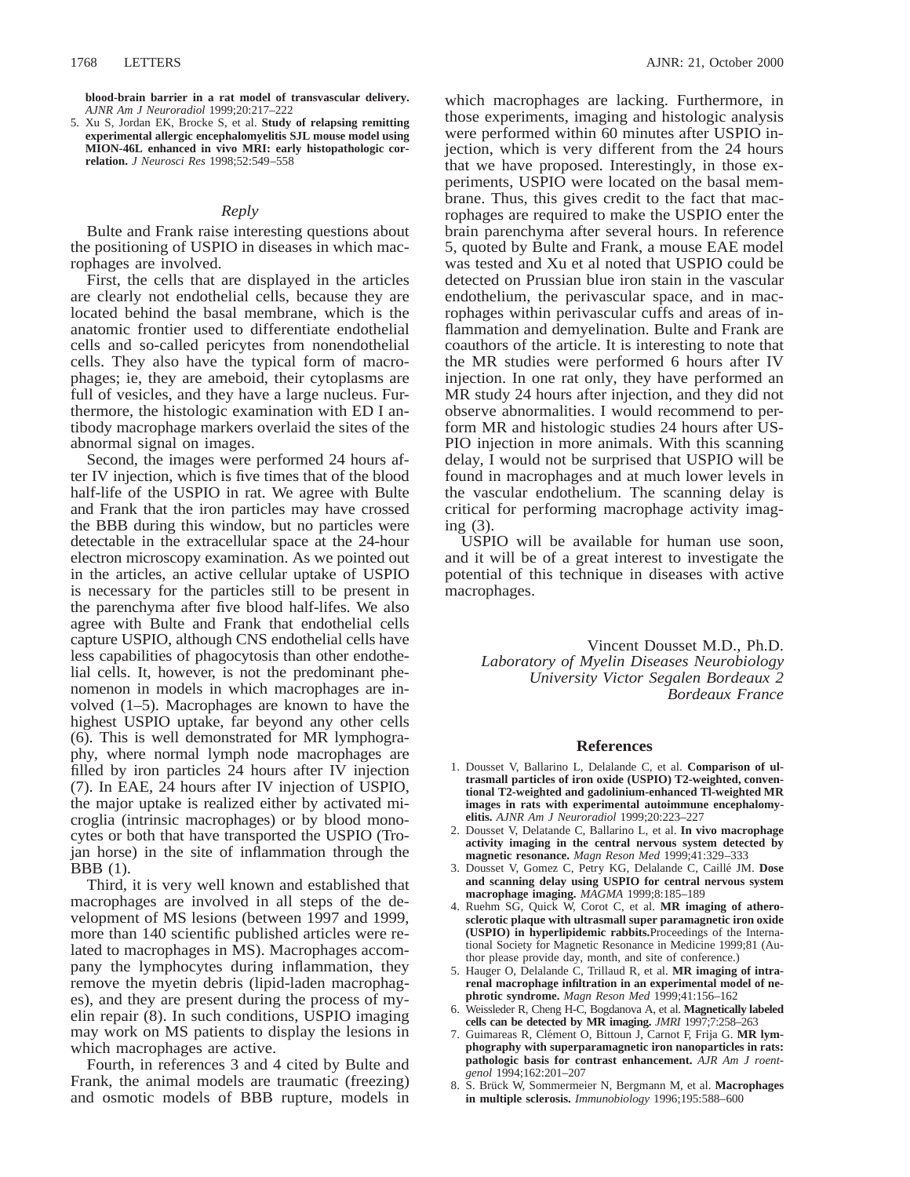blood-brain barrier in a rat model of transvascular delivery. *AJNR Am J Neuroradiol* 1999;20:217–222

5. Xu S, Jordan EK, Brocke S, et al. **Study of relapsing remitting experimental allergic encephalomyelitis SJL mouse model using MION-46L enhanced in vivo MRI: early histopathologic correlation.** *J Neurosci Res* 1998;52:549–558

## *Reply*

Bulte and Frank raise interesting questions about the positioning of USPIO in diseases in which macrophages are involved.

First, the cells that are displayed in the articles are clearly not endothelial cells, because they are located behind the basal membrane, which is the anatomic frontier used to differentiate endothelial cells and so-called pericytes from nonendothelial cells. They also have the typical form of macrophages; ie, they are ameboid, their cytoplasms are full of vesicles, and they have a large nucleus. Furthermore, the histologic examination with ED I antibody macrophage markers overlaid the sites of the abnormal signal on images.

Second, the images were performed 24 hours after IV injection, which is five times that of the blood half-life of the USPIO in rat. We agree with Bulte and Frank that the iron particles may have crossed the BBB during this window, but no particles were detectable in the extracellular space at the 24-hour electron microscopy examination. As we pointed out in the articles, an active cellular uptake of USPIO is necessary for the particles still to be present in the parenchyma after five blood half-lifes. We also agree with Bulte and Frank that endothelial cells capture USPIO, although CNS endothelial cells have less capabilities of phagocytosis than other endothelial cells. It, however, is not the predominant phenomenon in models in which macrophages are involved (1–5). Macrophages are known to have the highest USPIO uptake, far beyond any other cells (6). This is well demonstrated for MR lymphography, where normal lymph node macrophages are filled by iron particles 24 hours after IV injection (7). In EAE, 24 hours after IV injection of USPIO, the major uptake is realized either by activated microglia (intrinsic macrophages) or by blood monocytes or both that have transported the USPIO (Trojan horse) in the site of inflammation through the BBB (1).

Third, it is very well known and established that macrophages are involved in all steps of the development of MS lesions (between 1997 and 1999, more than 140 scientific published articles were related to macrophages in MS). Macrophages accompany the lymphocytes during inflammation, they remove the myetin debris (lipid-laden macrophages), and they are present during the process of myelin repair (8). In such conditions, USPIO imaging may work on MS patients to display the lesions in which macrophages are active.

Fourth, in references 3 and 4 cited by Bulte and Frank, the animal models are traumatic (freezing) and osmotic models of BBB rupture, models in which macrophages are lacking. Furthermore, in those experiments, imaging and histologic analysis were performed within 60 minutes after USPIO injection, which is very different from the 24 hours that we have proposed. Interestingly, in those experiments, USPIO were located on the basal membrane. Thus, this gives credit to the fact that macrophages are required to make the USPIO enter the brain parenchyma after several hours. In reference 5, quoted by Bulte and Frank, a mouse EAE model was tested and Xu et al noted that USPIO could be detected on Prussian blue iron stain in the vascular endothelium, the perivascular space, and in macrophages within perivascular cuffs and areas of inflammation and demyelination. Bulte and Frank are coauthors of the article. It is interesting to note that the MR studies were performed 6 hours after IV injection. In one rat only, they have performed an MR study 24 hours after injection, and they did not observe abnormalities. I would recommend to perform MR and histologic studies 24 hours after USPIO injection in more animals. With this scanning delay, I would not be surprised that USPIO will be found in macrophages and at much lower levels in the vascular endothelium. The scanning delay is critical for performing macrophage activity imaging (3).

USPIO will be available for human use soon, and it will be of a great interest to investigate the potential of this technique in diseases with active macrophages.

Vincent Dousset M.D., Ph.D.
*Laboratory of Myelin Diseases Neurobiology*
*University Victor Segalen Bordeaux 2*
*Bordeaux France*

### References

1. Dousset V, Ballarino L, Delalande C, et al. **Comparison of ultrasmall particles of iron oxide (USPIO) T2-weighted, conventional T2-weighted and gadolinium-enhanced Tl-weighted MR images in rats with experimental autoimmune encephalomyelitis.** *AJNR Am J Neuroradiol* 1999;20:223–227
2. Dousset V, Delatande C, Ballarino L, et al. **In vivo macrophage activity imaging in the central nervous system detected by magnetic resonance.** *Magn Reson Med* 1999;41:329–333
3. Dousset V, Gomez C, Petry KG, Delalande C, Caillé JM. **Dose and scanning delay using USPIO for central nervous system macrophage imaging.** *MAGMA* 1999;8:185–189
4. Ruehm SG, Quick W, Corot C, et al. **MR imaging of atherosclerotic plaque with ultrasmall super paramagnetic iron oxide (USPIO) in hyperlipidemic rabbits.** Proceedings of the International Society for Magnetic Resonance in Medicine 1999;81 (Author please provide day, month, and site of conference.)
5. Hauger O, Delalande C, Trillaud R, et al. **MR imaging of intrarenal macrophage infiltration in an experimental model of nephrotic syndrome.** *Magn Reson Med* 1999;41:156–162
6. Weissleder R, Cheng H-C, Bogdanova A, et al. **Magnetically labeled cells can be detected by MR imaging.** *JMRI* 1997;7:258–263
7. Guimareas R, Clément O, Bittoun J, Carnot F, Frija G. **MR lymphography with superparamagnetic iron nanoparticles in rats: pathologic basis for contrast enhancement.** *AJR Am J roentgenol* 1994;162:201–207
8. S. Brück W, Sommermeier N, Bergmann M, et al. **Macrophages in multiple sclerosis.** *Immunobiology* 1996;195:588–600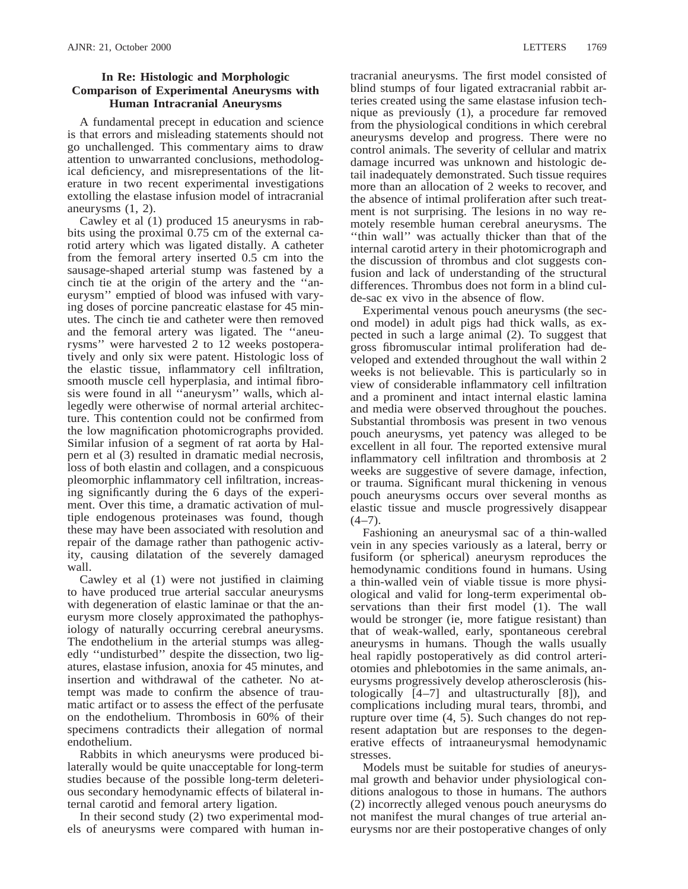### In Re: Histologic and Morphologic Comparison of Experimental Aneurysms with Human Intracranial Aneurysms

A fundamental precept in education and science is that errors and misleading statements should not go unchallenged. This commentary aims to draw attention to unwarranted conclusions, methodological deficiency, and misrepresentations of the literature in two recent experimental investigations extolling the elastase infusion model of intracranial aneurysms (1, 2).

Cawley et al (1) produced 15 aneurysms in rabbits using the proximal 0.75 cm of the external carotid artery which was ligated distally. A catheter from the femoral artery inserted 0.5 cm into the sausage-shaped arterial stump was fastened by a cinch tie at the origin of the artery and the ''aneurysm'' emptied of blood was infused with varying doses of porcine pancreatic elastase for 45 minutes. The cinch tie and catheter were then removed and the femoral artery was ligated. The ''aneurysms'' were harvested 2 to 12 weeks postoperatively and only six were patent. Histologic loss of the elastic tissue, inflammatory cell infiltration, smooth muscle cell hyperplasia, and intimal fibrosis were found in all ''aneurysm'' walls, which allegedly were otherwise of normal arterial architecture. This contention could not be confirmed from the low magnification photomicrographs provided. Similar infusion of a segment of rat aorta by Halpern et al (3) resulted in dramatic medial necrosis, loss of both elastin and collagen, and a conspicuous pleomorphic inflammatory cell infiltration, increasing significantly during the 6 days of the experiment. Over this time, a dramatic activation of multiple endogenous proteinases was found, though these may have been associated with resolution and repair of the damage rather than pathogenic activity, causing dilatation of the severely damaged wall.

Cawley et al (1) were not justified in claiming to have produced true arterial saccular aneurysms with degeneration of elastic laminae or that the aneurysm more closely approximated the pathophysiology of naturally occurring cerebral aneurysms. The endothelium in the arterial stumps was allegedly ''undisturbed'' despite the dissection, two ligatures, elastase infusion, anoxia for 45 minutes, and insertion and withdrawal of the catheter. No attempt was made to confirm the absence of traumatic artifact or to assess the effect of the perfusate on the endothelium. Thrombosis in 60% of their specimens contradicts their allegation of normal endothelium.

Rabbits in which aneurysms were produced bilaterally would be quite unacceptable for long-term studies because of the possible long-term deleterious secondary hemodynamic effects of bilateral internal carotid and femoral artery ligation.

In their second study (2) two experimental models of aneurysms were compared with human intracranial aneurysms. The first model consisted of blind stumps of four ligated extracranial rabbit arteries created using the same elastase infusion technique as previously (1), a procedure far removed from the physiological conditions in which cerebral aneurysms develop and progress. There were no control animals. The severity of cellular and matrix damage incurred was unknown and histologic detail inadequately demonstrated. Such tissue requires more than an allocation of 2 weeks to recover, and the absence of intimal proliferation after such treatment is not surprising. The lesions in no way remotely resemble human cerebral aneurysms. The ''thin wall'' was actually thicker than that of the internal carotid artery in their photomicrograph and the discussion of thrombus and clot suggests confusion and lack of understanding of the structural differences. Thrombus does not form in a blind cul-de-sac ex vivo in the absence of flow.

Experimental venous pouch aneurysms (the second model) in adult pigs had thick walls, as expected in such a large animal (2). To suggest that gross fibromuscular intimal proliferation had developed and extended throughout the wall within 2 weeks is not believable. This is particularly so in view of considerable inflammatory cell infiltration and a prominent and intact internal elastic lamina and media were observed throughout the pouches. Substantial thrombosis was present in two venous pouch aneurysms, yet patency was alleged to be excellent in all four. The reported extensive mural inflammatory cell infiltration and thrombosis at 2 weeks are suggestive of severe damage, infection, or trauma. Significant mural thickening in venous pouch aneurysms occurs over several months as elastic tissue and muscle progressively disappear (4–7).

Fashioning an aneurysmal sac of a thin-walled vein in any species variously as a lateral, berry or fusiform (or spherical) aneurysm reproduces the hemodynamic conditions found in humans. Using a thin-walled vein of viable tissue is more physiological and valid for long-term experimental observations than their first model (1). The wall would be stronger (ie, more fatigue resistant) than that of weak-walled, early, spontaneous cerebral aneurysms in humans. Though the walls usually heal rapidly postoperatively as did control arteriotomies and phlebotomies in the same animals, aneurysms progressively develop atherosclerosis (histologically [4–7] and ultastructurally [8]), and complications including mural tears, thrombi, and rupture over time (4, 5). Such changes do not represent adaptation but are responses to the degenerative effects of intraaneurysmal hemodynamic stresses.

Models must be suitable for studies of aneurysmal growth and behavior under physiological conditions analogous to those in humans. The authors (2) incorrectly alleged venous pouch aneurysms do not manifest the mural changes of true arterial aneurysms nor are their postoperative changes of only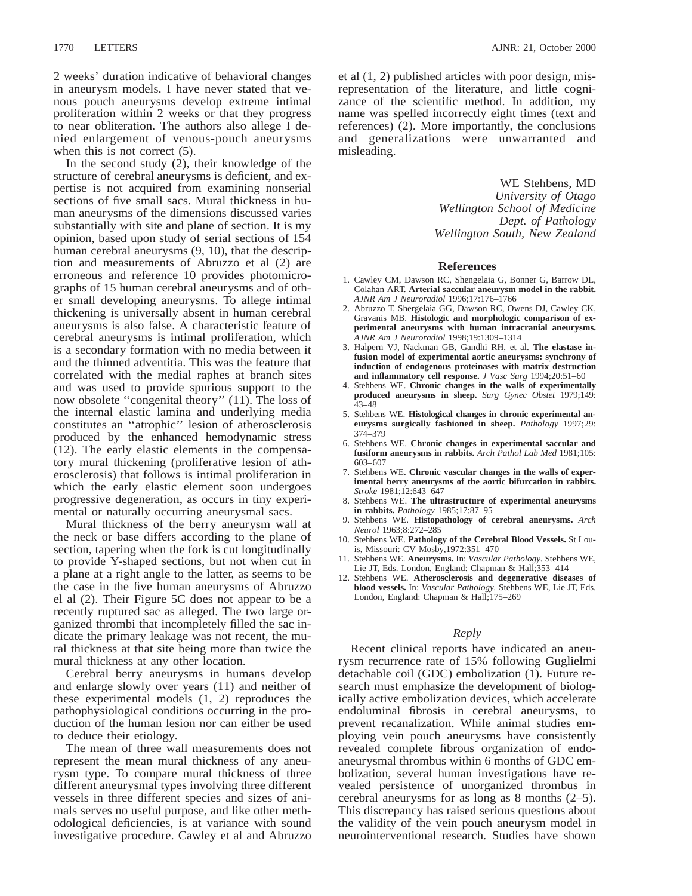2 weeks' duration indicative of behavioral changes in aneurysm models. I have never stated that venous pouch aneurysms develop extreme intimal proliferation within 2 weeks or that they progress to near obliteration. The authors also allege I denied enlargement of venous-pouch aneurysms when this is not correct (5).

In the second study (2), their knowledge of the structure of cerebral aneurysms is deficient, and expertise is not acquired from examining nonserial sections of five small sacs. Mural thickness in human aneurysms of the dimensions discussed varies substantially with site and plane of section. It is my opinion, based upon study of serial sections of 154 human cerebral aneurysms (9, 10), that the description and measurements of Abruzzo et al (2) are erroneous and reference 10 provides photomicrographs of 15 human cerebral aneurysms and of other small developing aneurysms. To allege intimal thickening is universally absent in human cerebral aneurysms is also false. A characteristic feature of cerebral aneurysms is intimal proliferation, which is a secondary formation with no media between it and the thinned adventitia. This was the feature that correlated with the medial raphes at branch sites and was used to provide spurious support to the now obsolete ''congenital theory'' (11). The loss of the internal elastic lamina and underlying media constitutes an ''atrophic'' lesion of atherosclerosis produced by the enhanced hemodynamic stress (12). The early elastic elements in the compensatory mural thickening (proliferative lesion of atherosclerosis) that follows is intimal proliferation in which the early elastic element soon undergoes progressive degeneration, as occurs in tiny experimental or naturally occurring aneurysmal sacs.

Mural thickness of the berry aneurysm wall at the neck or base differs according to the plane of section, tapering when the fork is cut longitudinally to provide Y-shaped sections, but not when cut in a plane at a right angle to the latter, as seems to be the case in the five human aneurysms of Abruzzo el al (2). Their Figure 5C does not appear to be a recently ruptured sac as alleged. The two large organized thrombi that incompletely filled the sac indicate the primary leakage was not recent, the mural thickness at that site being more than twice the mural thickness at any other location.

Cerebral berry aneurysms in humans develop and enlarge slowly over years (11) and neither of these experimental models (1, 2) reproduces the pathophysiological conditions occurring in the production of the human lesion nor can either be used to deduce their etiology.

The mean of three wall measurements does not represent the mean mural thickness of any aneurysm type. To compare mural thickness of three different aneurysmal types involving three different vessels in three different species and sizes of animals serves no useful purpose, and like other methodological deficiencies, is at variance with sound investigative procedure. Cawley et al and Abruzzo et al (1, 2) published articles with poor design, misrepresentation of the literature, and little cognizance of the scientific method. In addition, my name was spelled incorrectly eight times (text and references) (2). More importantly, the conclusions and generalizations were unwarranted and misleading.

WE Stehbens, MD
*University of Otago*
*Wellington School of Medicine*
*Dept. of Pathology*
*Wellington South, New Zealand*

## References

1. Cawley CM, Dawson RC, Shengelaia G, Bonner G, Barrow DL, Colahan ART. **Arterial saccular aneurysm model in the rabbit.** *AJNR Am J Neuroradiol* 1996;17:176–1766
2. Abruzzo T, Shergelaia GG, Dawson RC, Owens DJ, Cawley CK, Gravanis MB. **Histologic and morphologic comparison of experimental aneurysms with human intracranial aneurysms.** *AJNR Am J Neuroradiol* 1998;19:1309–1314
3. Halpern VJ, Nackman GB, Gandhi RH, et al. **The elastase infusion model of experimental aortic aneurysms: synchrony of induction of endogenous proteinases with matrix destruction and inflammatory cell response.** *J Vasc Surg* 1994;20:51–60
4. Stehbens WE. **Chronic changes in the walls of experimentally produced aneurysms in sheep.** *Surg Gynec Obstet* 1979;149: 43–48
5. Stehbens WE. **Histological changes in chronic experimental aneurysms surgically fashioned in sheep.** *Pathology* 1997;29: 374–379
6. Stehbens WE. **Chronic changes in experimental saccular and fusiform aneurysms in rabbits.** *Arch Pathol Lab Med* 1981;105: 603–607
7. Stehbens WE. **Chronic vascular changes in the walls of experimental berry aneurysms of the aortic bifurcation in rabbits.** *Stroke* 1981;12:643–647
8. Stehbens WE. **The ultrastructure of experimental aneurysms in rabbits.** *Pathology* 1985;17:87–95
9. Stehbens WE. **Histopathology of cerebral aneurysms.** *Arch Neurol* 1963;8:272–285
10. Stehbens WE. **Pathology of the Cerebral Blood Vessels.** St Louis, Missouri: CV Mosby,1972:351–470
11. Stehbens WE. **Aneurysms.** In: *Vascular Pathology.* Stehbens WE, Lie JT, Eds. London, England: Chapman & Hall;353–414
12. Stehbens WE. **Atherosclerosis and degenerative diseases of blood vessels.** In: *Vascular Pathology.* Stehbens WE, Lie JT, Eds. London, England: Chapman & Hall;175–269

## *Reply*

Recent clinical reports have indicated an aneurysm recurrence rate of 15% following Guglielmi detachable coil (GDC) embolization (1). Future research must emphasize the development of biologically active embolization devices, which accelerate endoluminal fibrosis in cerebral aneurysms, to prevent recanalization. While animal studies employing vein pouch aneurysms have consistently revealed complete fibrous organization of endoaneurysmal thrombus within 6 months of GDC embolization, several human investigations have revealed persistence of unorganized thrombus in cerebral aneurysms for as long as 8 months (2–5). This discrepancy has raised serious questions about the validity of the vein pouch aneurysm model in neurointerventional research. Studies have shown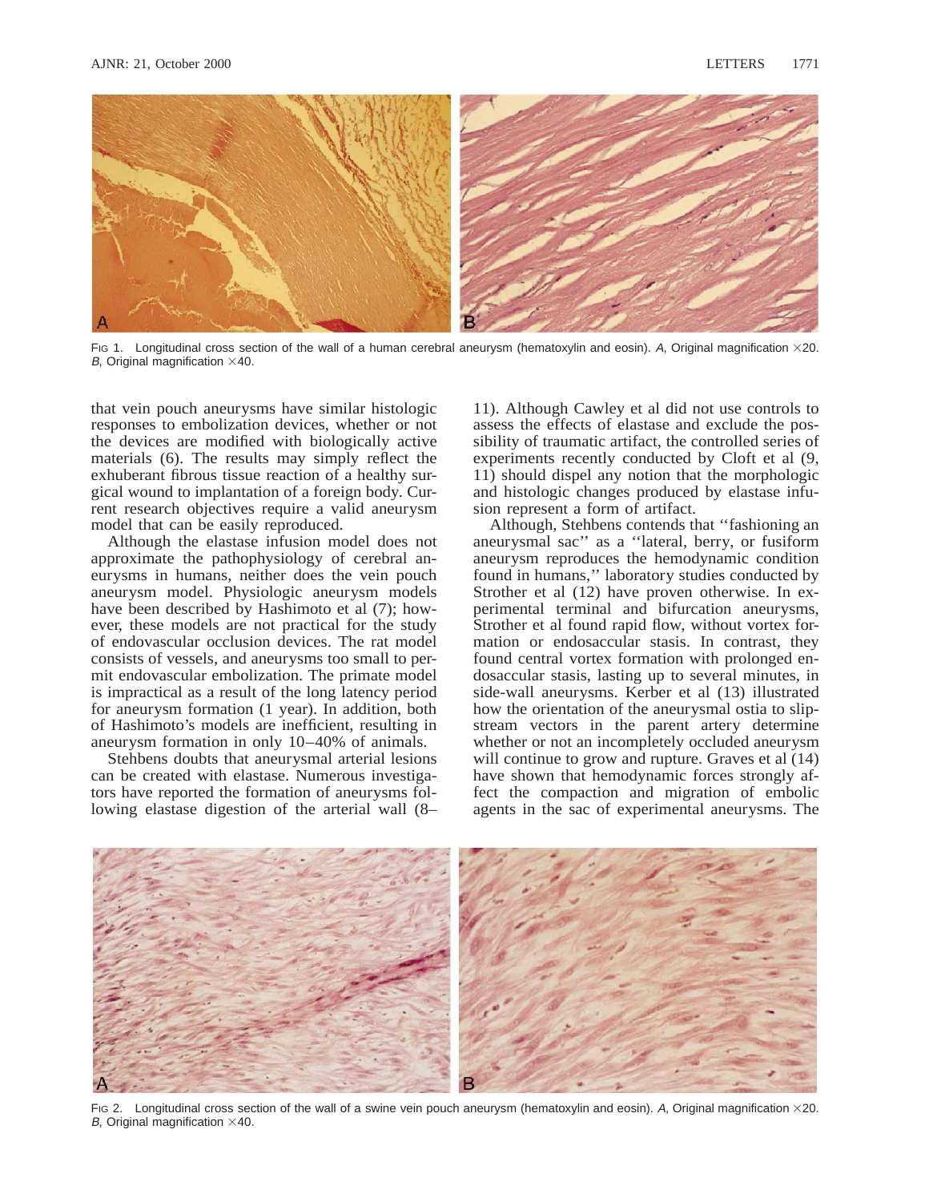Fig 1. Longitudinal cross section of the wall of a human cerebral aneurysm (hematoxylin and eosin). *A*, Original magnification ×20. *B*, Original magnification ×40.

that vein pouch aneurysms have similar histologic responses to embolization devices, whether or not the devices are modified with biologically active materials (6). The results may simply reflect the exhuberant fibrous tissue reaction of a healthy surgical wound to implantation of a foreign body. Current research objectives require a valid aneurysm model that can be easily reproduced.

Although the elastase infusion model does not approximate the pathophysiology of cerebral aneurysms in humans, neither does the vein pouch aneurysm model. Physiologic aneurysm models have been described by Hashimoto et al (7); however, these models are not practical for the study of endovascular occlusion devices. The rat model consists of vessels, and aneurysms too small to permit endovascular embolization. The primate model is impractical as a result of the long latency period for aneurysm formation (1 year). In addition, both of Hashimoto's models are inefficient, resulting in aneurysm formation in only 10–40% of animals.

Stehbens doubts that aneurysmal arterial lesions can be created with elastase. Numerous investigators have reported the formation of aneurysms following elastase digestion of the arterial wall (8–11). Although Cawley et al did not use controls to assess the effects of elastase and exclude the possibility of traumatic artifact, the controlled series of experiments recently conducted by Cloft et al (9, 11) should dispel any notion that the morphologic and histologic changes produced by elastase infusion represent a form of artifact.

Although, Stehbens contends that ''fashioning an aneurysmal sac'' as a ''lateral, berry, or fusiform aneurysm reproduces the hemodynamic condition found in humans,'' laboratory studies conducted by Strother et al (12) have proven otherwise. In experimental terminal and bifurcation aneurysms, Strother et al found rapid flow, without vortex formation or endosaccular stasis. In contrast, they found central vortex formation with prolonged endosaccular stasis, lasting up to several minutes, in side-wall aneurysms. Kerber et al (13) illustrated how the orientation of the aneurysmal ostia to slipstream vectors in the parent artery determine whether or not an incompletely occluded aneurysm will continue to grow and rupture. Graves et al (14) have shown that hemodynamic forces strongly affect the compaction and migration of embolic agents in the sac of experimental aneurysms. The

Fig 2. Longitudinal cross section of the wall of a swine vein pouch aneurysm (hematoxylin and eosin). *A*, Original magnification ×20. *B*, Original magnification ×40.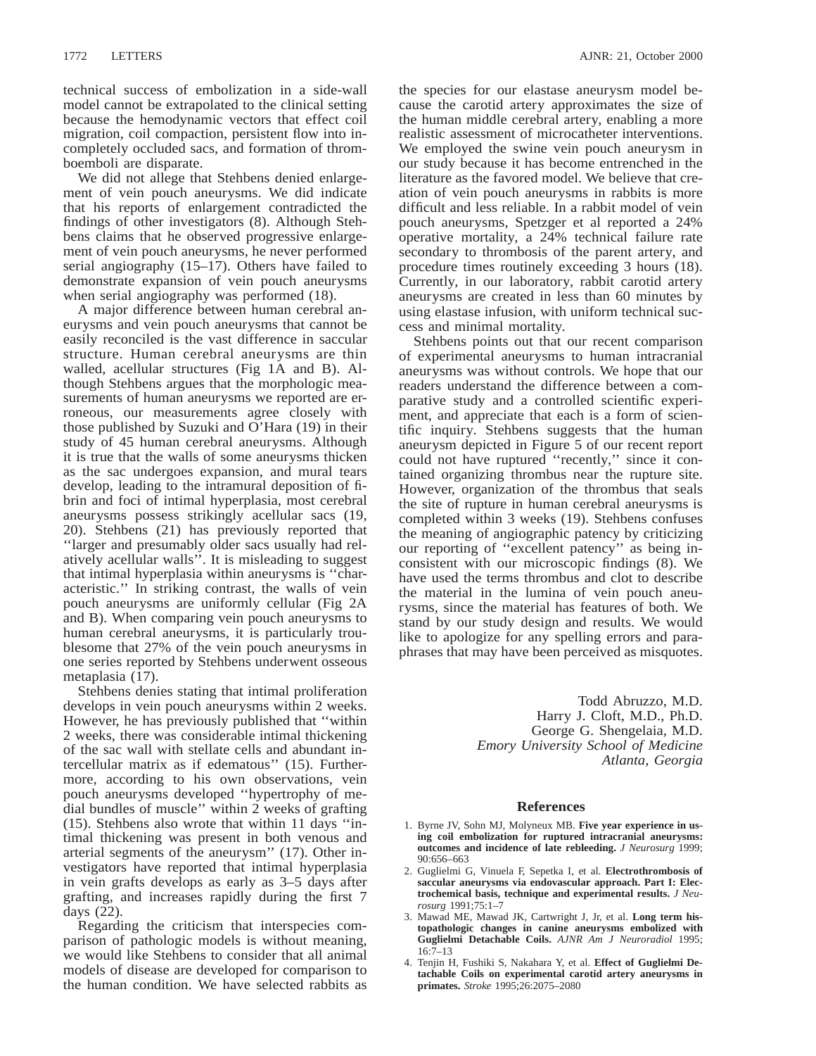technical success of embolization in a side-wall model cannot be extrapolated to the clinical setting because the hemodynamic vectors that effect coil migration, coil compaction, persistent flow into incompletely occluded sacs, and formation of thromboemboli are disparate.

We did not allege that Stehbens denied enlargement of vein pouch aneurysms. We did indicate that his reports of enlargement contradicted the findings of other investigators (8). Although Stehbens claims that he observed progressive enlargement of vein pouch aneurysms, he never performed serial angiography (15–17). Others have failed to demonstrate expansion of vein pouch aneurysms when serial angiography was performed (18).

A major difference between human cerebral aneurysms and vein pouch aneurysms that cannot be easily reconciled is the vast difference in saccular structure. Human cerebral aneurysms are thin walled, acellular structures (Fig 1A and B). Although Stehbens argues that the morphologic measurements of human aneurysms we reported are erroneous, our measurements agree closely with those published by Suzuki and O'Hara (19) in their study of 45 human cerebral aneurysms. Although it is true that the walls of some aneurysms thicken as the sac undergoes expansion, and mural tears develop, leading to the intramural deposition of fibrin and foci of intimal hyperplasia, most cerebral aneurysms possess strikingly acellular sacs (19, 20). Stehbens (21) has previously reported that ''larger and presumably older sacs usually had relatively acellular walls''. It is misleading to suggest that intimal hyperplasia within aneurysms is ''characteristic.'' In striking contrast, the walls of vein pouch aneurysms are uniformly cellular (Fig 2A and B). When comparing vein pouch aneurysms to human cerebral aneurysms, it is particularly troublesome that 27% of the vein pouch aneurysms in one series reported by Stehbens underwent osseous metaplasia (17).

Stehbens denies stating that intimal proliferation develops in vein pouch aneurysms within 2 weeks. However, he has previously published that ''within 2 weeks, there was considerable intimal thickening of the sac wall with stellate cells and abundant intercellular matrix as if edematous'' (15). Furthermore, according to his own observations, vein pouch aneurysms developed ''hypertrophy of medial bundles of muscle'' within 2 weeks of grafting (15). Stehbens also wrote that within 11 days ''intimal thickening was present in both venous and arterial segments of the aneurysm'' (17). Other investigators have reported that intimal hyperplasia in vein grafts develops as early as 3–5 days after grafting, and increases rapidly during the first 7 days (22).

Regarding the criticism that interspecies comparison of pathologic models is without meaning, we would like Stehbens to consider that all animal models of disease are developed for comparison to the human condition. We have selected rabbits as the species for our elastase aneurysm model because the carotid artery approximates the size of the human middle cerebral artery, enabling a more realistic assessment of microcatheter interventions. We employed the swine vein pouch aneurysm in our study because it has become entrenched in the literature as the favored model. We believe that creation of vein pouch aneurysms in rabbits is more difficult and less reliable. In a rabbit model of vein pouch aneurysms, Spetzger et al reported a 24% operative mortality, a 24% technical failure rate secondary to thrombosis of the parent artery, and procedure times routinely exceeding 3 hours (18). Currently, in our laboratory, rabbit carotid artery aneurysms are created in less than 60 minutes by using elastase infusion, with uniform technical success and minimal mortality.

Stehbens points out that our recent comparison of experimental aneurysms to human intracranial aneurysms was without controls. We hope that our readers understand the difference between a comparative study and a controlled scientific experiment, and appreciate that each is a form of scientific inquiry. Stehbens suggests that the human aneurysm depicted in Figure 5 of our recent report could not have ruptured ''recently,'' since it contained organizing thrombus near the rupture site. However, organization of the thrombus that seals the site of rupture in human cerebral aneurysms is completed within 3 weeks (19). Stehbens confuses the meaning of angiographic patency by criticizing our reporting of ''excellent patency'' as being inconsistent with our microscopic findings (8). We have used the terms thrombus and clot to describe the material in the lumina of vein pouch aneurysms, since the material has features of both. We stand by our study design and results. We would like to apologize for any spelling errors and paraphrases that may have been perceived as misquotes.

Todd Abruzzo, M.D.
Harry J. Cloft, M.D., Ph.D.
George G. Shengelaia, M.D.
*Emory University School of Medicine*
*Atlanta, Georgia*

## References

1. Byrne JV, Sohn MJ, Molyneux MB. **Five year experience in using coil embolization for ruptured intracranial aneurysms: outcomes and incidence of late rebleeding.** *J Neurosurg* 1999; 90:656–663
2. Guglielmi G, Vinuela F, Sepetka I, et al. **Electrothrombosis of saccular aneurysms via endovascular approach. Part I: Electrochemical basis, technique and experimental results.** *J Neurosurg* 1991;75:1–7
3. Mawad ME, Mawad JK, Cartwright J, Jr, et al. **Long term histopathologic changes in canine aneurysms embolized with Guglielmi Detachable Coils.** *AJNR Am J Neuroradiol* 1995; 16:7–13
4. Tenjin H, Fushiki S, Nakahara Y, et al. **Effect of Guglielmi Detachable Coils on experimental carotid artery aneurysms in primates.** *Stroke* 1995;26:2075–2080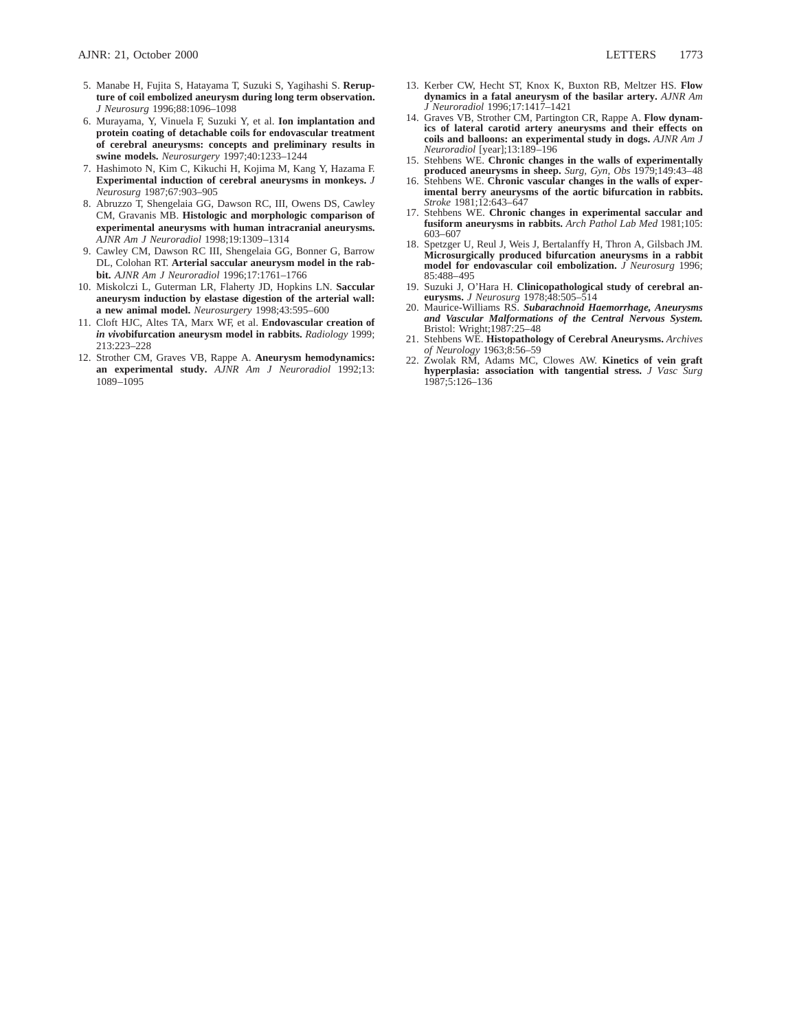5. Manabe H, Fujita S, Hatayama T, Suzuki S, Yagihashi S. **Rerupture of coil embolized aneurysm during long term observation.** *J Neurosurg* 1996;88:1096–1098
6. Murayama, Y, Vinuela F, Suzuki Y, et al. **Ion implantation and protein coating of detachable coils for endovascular treatment of cerebral aneurysms: concepts and preliminary results in swine models.** *Neurosurgery* 1997;40:1233–1244
7. Hashimoto N, Kim C, Kikuchi H, Kojima M, Kang Y, Hazama F. **Experimental induction of cerebral aneurysms in monkeys.** *J Neurosurg* 1987;67:903–905
8. Abruzzo T, Shengelaia GG, Dawson RC, III, Owens DS, Cawley CM, Gravanis MB. **Histologic and morphologic comparison of experimental aneurysms with human intracranial aneurysms.** *AJNR Am J Neuroradiol* 1998;19:1309–1314
9. Cawley CM, Dawson RC III, Shengelaia GG, Bonner G, Barrow DL, Colohan RT. **Arterial saccular aneurysm model in the rabbit.** *AJNR Am J Neuroradiol* 1996;17:1761–1766
10. Miskolczi L, Guterman LR, Flaherty JD, Hopkins LN. **Saccular aneurysm induction by elastase digestion of the arterial wall: a new animal model.** *Neurosurgery* 1998;43:595–600
11. Cloft HJC, Altes TA, Marx WF, et al. **Endovascular creation of *in vivo*bifurcation aneurysm model in rabbits.** *Radiology* 1999; 213:223–228
12. Strother CM, Graves VB, Rappe A. **Aneurysm hemodynamics: an experimental study.** *AJNR Am J Neuroradiol* 1992;13: 1089–1095
13. Kerber CW, Hecht ST, Knox K, Buxton RB, Meltzer HS. **Flow dynamics in a fatal aneurysm of the basilar artery.** *AJNR Am J Neuroradiol* 1996;17:1417–1421
14. Graves VB, Strother CM, Partington CR, Rappe A. **Flow dynamics of lateral carotid artery aneurysms and their effects on coils and balloons: an experimental study in dogs.** *AJNR Am J Neuroradiol* [year];13:189–196
15. Stehbens WE. **Chronic changes in the walls of experimentally produced aneurysms in sheep.** *Surg, Gyn, Obs* 1979;149:43–48
16. Stehbens WE. **Chronic vascular changes in the walls of experimental berry aneurysms of the aortic bifurcation in rabbits.** *Stroke* 1981;12:643–647
17. Stehbens WE. **Chronic changes in experimental saccular and fusiform aneurysms in rabbits.** *Arch Pathol Lab Med* 1981;105: 603–607
18. Spetzger U, Reul J, Weis J, Bertalanffy H, Thron A, Gilsbach JM. **Microsurgically produced bifurcation aneurysms in a rabbit model for endovascular coil embolization.** *J Neurosurg* 1996; 85:488–495
19. Suzuki J, O'Hara H. **Clinicopathological study of cerebral aneurysms.** *J Neurosurg* 1978;48:505–514
20. Maurice-Williams RS. ***Subarachnoid Haemorrhage, Aneurysms and Vascular Malformations of the Central Nervous System.*** Bristol: Wright;1987:25–48
21. Stehbens WE. **Histopathology of Cerebral Aneurysms.** *Archives of Neurology* 1963;8:56–59
22. Zwolak RM, Adams MC, Clowes AW. **Kinetics of vein graft hyperplasia: association with tangential stress.** *J Vasc Surg* 1987;5:126–136